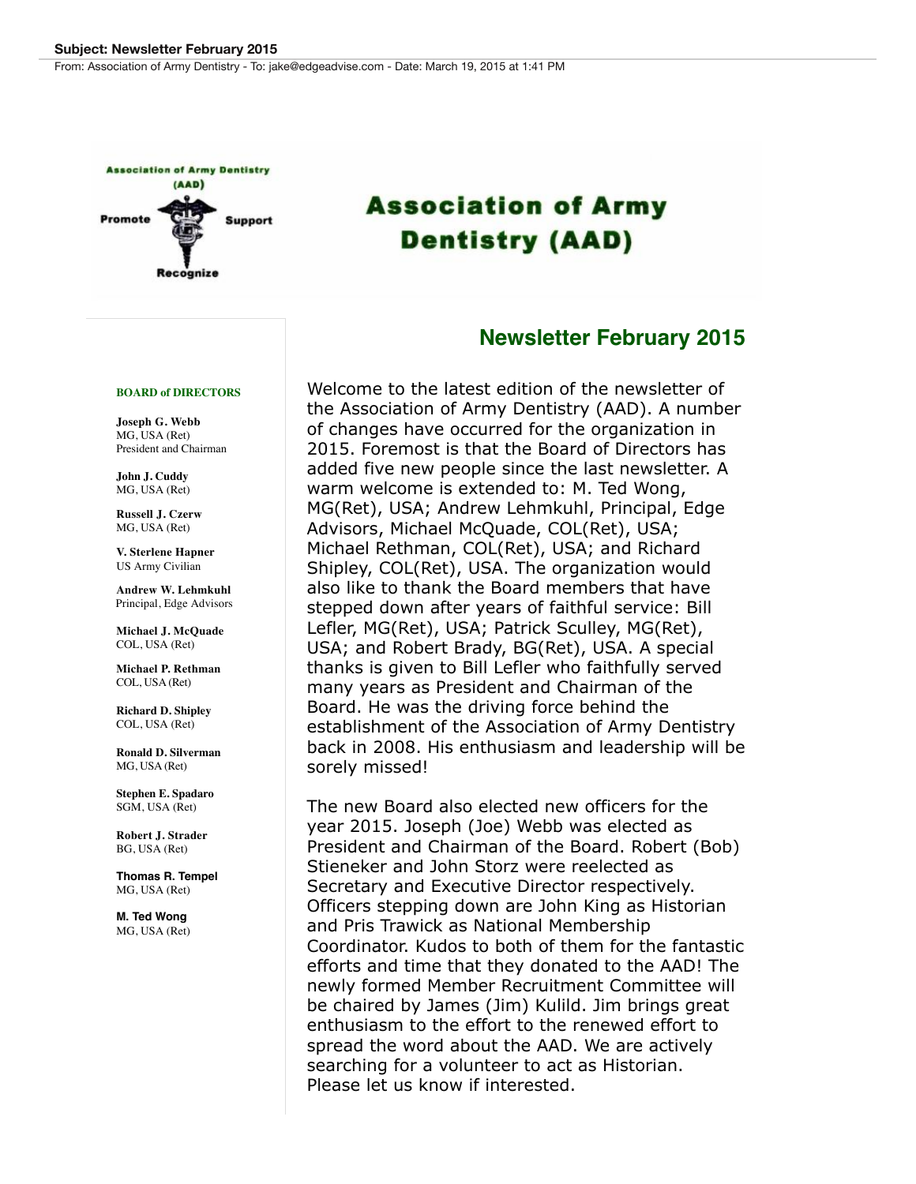**Subject: Newsletter February 2015**
From: Association of Army Dentistry - To: jake@edgeadvise.com - Date: March 19, 2015 at 1:41 PM

Association of Army Dentistry (AAD)

Promote Support Recognize

# Association of Army Dentistry (AAD)

## Newsletter February 2015

**BOARD of DIRECTORS**

**Joseph G. Webb**
MG, USA (Ret)
President and Chairman

**John J. Cuddy**
MG, USA (Ret)

**Russell J. Czerw**
MG, USA (Ret)

**V. Sterlene Hapner**
US Army Civilian

**Andrew W. Lehmkuhl**
Principal, Edge Advisors

**Michael J. McQuade**
COL, USA (Ret)

**Michael P. Rethman**
COL, USA (Ret)

**Richard D. Shipley**
COL, USA (Ret)

**Ronald D. Silverman**
MG, USA (Ret)

**Stephen E. Spadaro**
SGM, USA (Ret)

**Robert J. Strader**
BG, USA (Ret)

**Thomas R. Tempel**
MG, USA (Ret)

**M. Ted Wong**
MG, USA (Ret)

Welcome to the latest edition of the newsletter of the Association of Army Dentistry (AAD). A number of changes have occurred for the organization in 2015. Foremost is that the Board of Directors has added five new people since the last newsletter. A warm welcome is extended to: M. Ted Wong, MG(Ret), USA; Andrew Lehmkuhl, Principal, Edge Advisors, Michael McQuade, COL(Ret), USA; Michael Rethman, COL(Ret), USA; and Richard Shipley, COL(Ret), USA. The organization would also like to thank the Board members that have stepped down after years of faithful service: Bill Lefler, MG(Ret), USA; Patrick Sculley, MG(Ret), USA; and Robert Brady, BG(Ret), USA. A special thanks is given to Bill Lefler who faithfully served many years as President and Chairman of the Board. He was the driving force behind the establishment of the Association of Army Dentistry back in 2008. His enthusiasm and leadership will be sorely missed!

The new Board also elected new officers for the year 2015. Joseph (Joe) Webb was elected as President and Chairman of the Board. Robert (Bob) Stieneker and John Storz were reelected as Secretary and Executive Director respectively. Officers stepping down are John King as Historian and Pris Trawick as National Membership Coordinator. Kudos to both of them for the fantastic efforts and time that they donated to the AAD! The newly formed Member Recruitment Committee will be chaired by James (Jim) Kulild. Jim brings great enthusiasm to the effort to the renewed effort to spread the word about the AAD. We are actively searching for a volunteer to act as Historian. Please let us know if interested.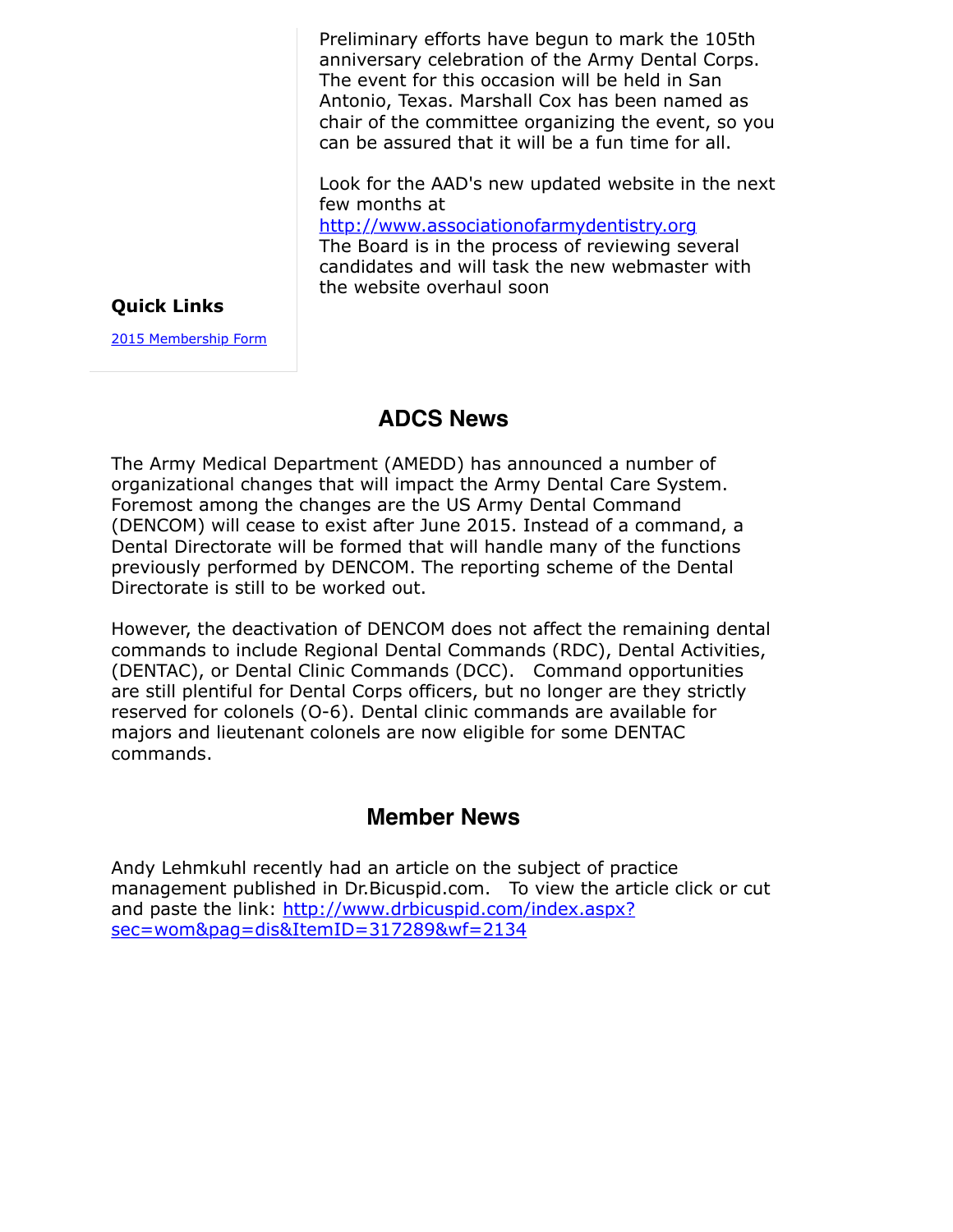Preliminary efforts have begun to mark the 105th anniversary celebration of the Army Dental Corps. The event for this occasion will be held in San Antonio, Texas. Marshall Cox has been named as chair of the committee organizing the event, so you can be assured that it will be a fun time for all.

Look for the AAD's new updated website in the next few months at
http://www.associationofarmydentistry.org
The Board is in the process of reviewing several candidates and will task the new webmaster with the website overhaul soon

**Quick Links**

2015 Membership Form

## ADCS News

The Army Medical Department (AMEDD) has announced a number of organizational changes that will impact the Army Dental Care System. Foremost among the changes are the US Army Dental Command (DENCOM) will cease to exist after June 2015. Instead of a command, a Dental Directorate will be formed that will handle many of the functions previously performed by DENCOM. The reporting scheme of the Dental Directorate is still to be worked out.

However, the deactivation of DENCOM does not affect the remaining dental commands to include Regional Dental Commands (RDC), Dental Activities, (DENTAC), or Dental Clinic Commands (DCC). Command opportunities are still plentiful for Dental Corps officers, but no longer are they strictly reserved for colonels (O-6). Dental clinic commands are available for majors and lieutenant colonels are now eligible for some DENTAC commands.

## Member News

Andy Lehmkuhl recently had an article on the subject of practice management published in Dr.Bicuspid.com. To view the article click or cut and paste the link: http://www.drbicuspid.com/index.aspx?sec=wom&pag=dis&ItemID=317289&wf=2134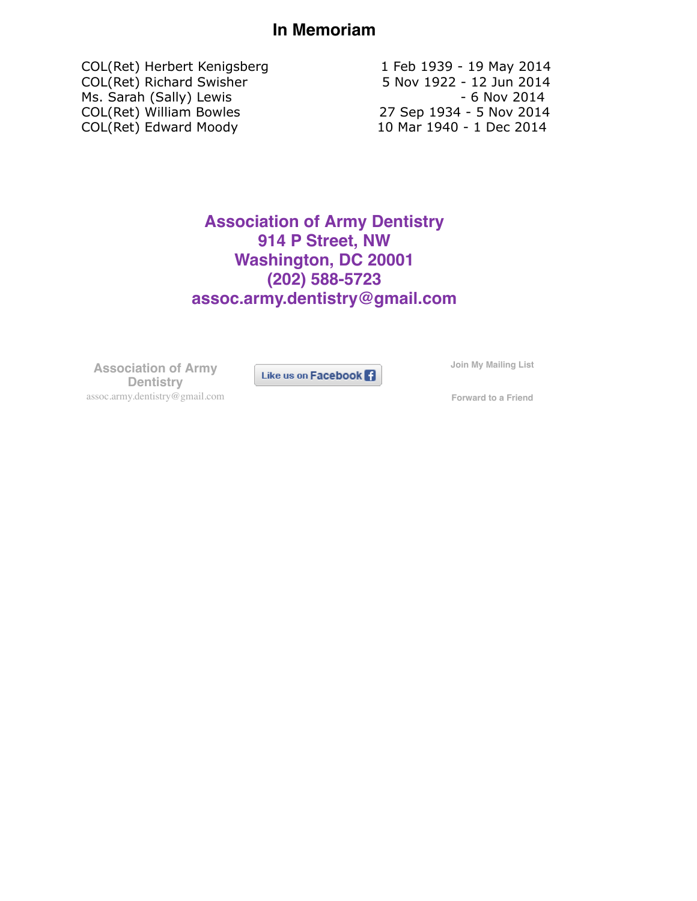## In Memoriam

| | |
|---|---|
| COL(Ret) Herbert Kenigsberg | 1 Feb 1939 - 19 May 2014 |
| COL(Ret) Richard Swisher | 5 Nov 1922 - 12 Jun 2014 |
| Ms. Sarah (Sally) Lewis | - 6 Nov 2014 |
| COL(Ret) William Bowles | 27 Sep 1934 - 5 Nov 2014 |
| COL(Ret) Edward Moody | 10 Mar 1940 - 1 Dec 2014 |

**Association of Army Dentistry**
**914 P Street, NW**
**Washington, DC 20001**
**(202) 588-5723**
**assoc.army.dentistry@gmail.com**

Association of Army Dentistry
assoc.army.dentistry@gmail.com

Like us on Facebook

Join My Mailing List

Forward to a Friend